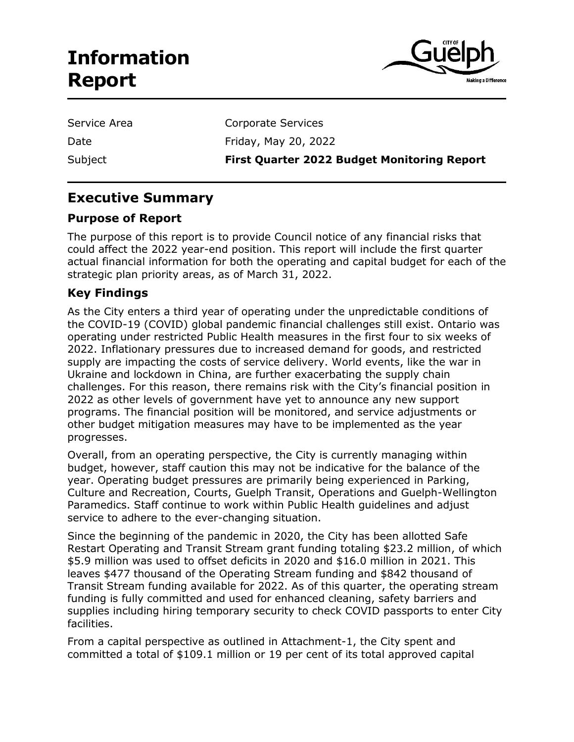# Information Report

| | |
|---|---|
| Service Area | Corporate Services |
| Date | Friday, May 20, 2022 |
| Subject | **First Quarter 2022 Budget Monitoring Report** |

## Executive Summary

### Purpose of Report

The purpose of this report is to provide Council notice of any financial risks that could affect the 2022 year-end position. This report will include the first quarter actual financial information for both the operating and capital budget for each of the strategic plan priority areas, as of March 31, 2022.

### Key Findings

As the City enters a third year of operating under the unpredictable conditions of the COVID-19 (COVID) global pandemic financial challenges still exist. Ontario was operating under restricted Public Health measures in the first four to six weeks of 2022. Inflationary pressures due to increased demand for goods, and restricted supply are impacting the costs of service delivery. World events, like the war in Ukraine and lockdown in China, are further exacerbating the supply chain challenges. For this reason, there remains risk with the City's financial position in 2022 as other levels of government have yet to announce any new support programs. The financial position will be monitored, and service adjustments or other budget mitigation measures may have to be implemented as the year progresses.

Overall, from an operating perspective, the City is currently managing within budget, however, staff caution this may not be indicative for the balance of the year. Operating budget pressures are primarily being experienced in Parking, Culture and Recreation, Courts, Guelph Transit, Operations and Guelph-Wellington Paramedics. Staff continue to work within Public Health guidelines and adjust service to adhere to the ever-changing situation.

Since the beginning of the pandemic in 2020, the City has been allotted Safe Restart Operating and Transit Stream grant funding totaling $23.2 million, of which $5.9 million was used to offset deficits in 2020 and $16.0 million in 2021. This leaves $477 thousand of the Operating Stream funding and $842 thousand of Transit Stream funding available for 2022. As of this quarter, the operating stream funding is fully committed and used for enhanced cleaning, safety barriers and supplies including hiring temporary security to check COVID passports to enter City facilities.

From a capital perspective as outlined in Attachment-1, the City spent and committed a total of $109.1 million or 19 per cent of its total approved capital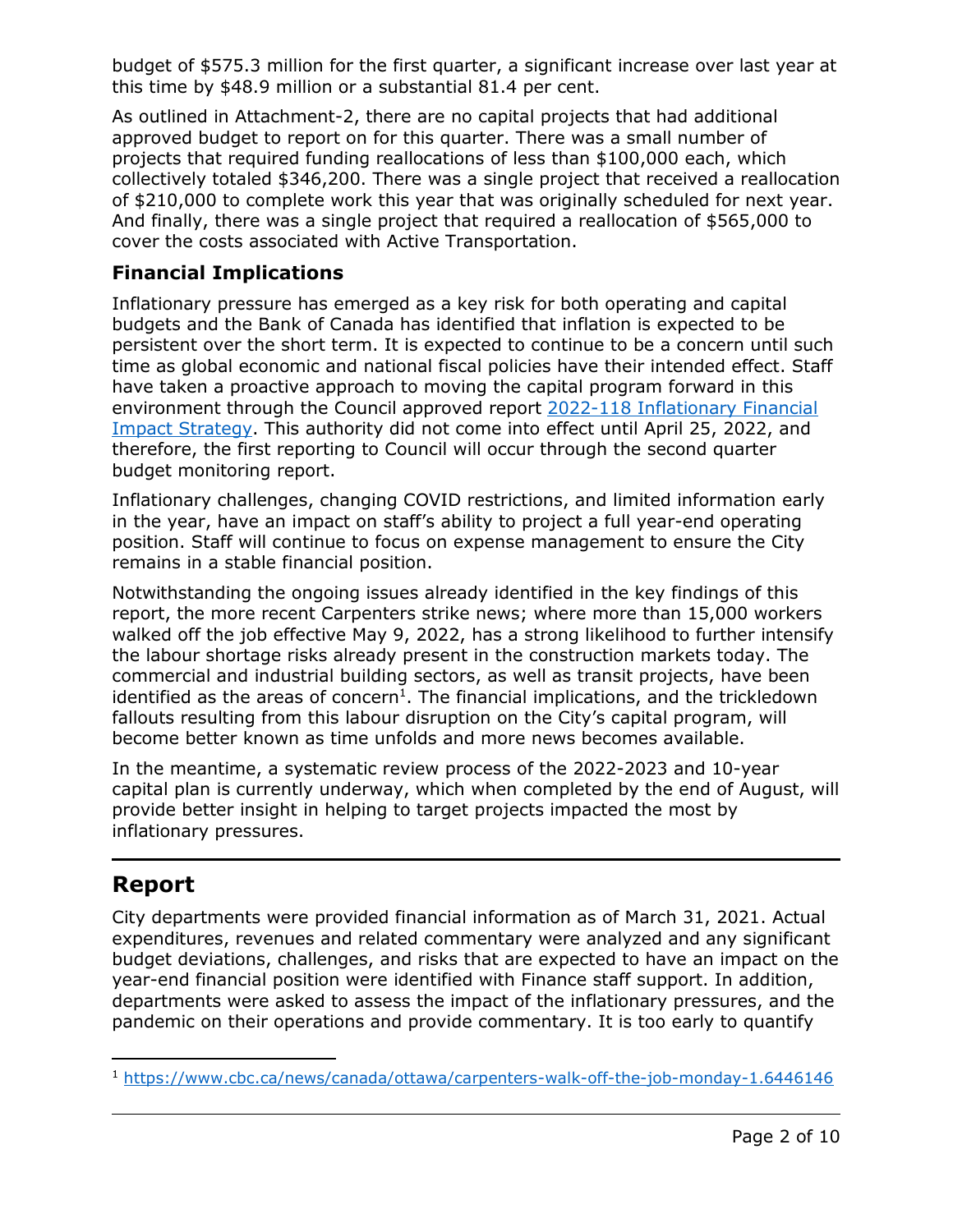budget of $575.3 million for the first quarter, a significant increase over last year at this time by $48.9 million or a substantial 81.4 per cent.

As outlined in Attachment-2, there are no capital projects that had additional approved budget to report on for this quarter. There was a small number of projects that required funding reallocations of less than $100,000 each, which collectively totaled $346,200. There was a single project that received a reallocation of $210,000 to complete work this year that was originally scheduled for next year. And finally, there was a single project that required a reallocation of $565,000 to cover the costs associated with Active Transportation.

### Financial Implications

Inflationary pressure has emerged as a key risk for both operating and capital budgets and the Bank of Canada has identified that inflation is expected to be persistent over the short term. It is expected to continue to be a concern until such time as global economic and national fiscal policies have their intended effect. Staff have taken a proactive approach to moving the capital program forward in this environment through the Council approved report [2022-118 Inflationary Financial Impact Strategy](). This authority did not come into effect until April 25, 2022, and therefore, the first reporting to Council will occur through the second quarter budget monitoring report.

Inflationary challenges, changing COVID restrictions, and limited information early in the year, have an impact on staff's ability to project a full year-end operating position. Staff will continue to focus on expense management to ensure the City remains in a stable financial position.

Notwithstanding the ongoing issues already identified in the key findings of this report, the more recent Carpenters strike news; where more than 15,000 workers walked off the job effective May 9, 2022, has a strong likelihood to further intensify the labour shortage risks already present in the construction markets today. The commercial and industrial building sectors, as well as transit projects, have been identified as the areas of concern[1]. The financial implications, and the trickledown fallouts resulting from this labour disruption on the City's capital program, will become better known as time unfolds and more news becomes available.

In the meantime, a systematic review process of the 2022-2023 and 10-year capital plan is currently underway, which when completed by the end of August, will provide better insight in helping to target projects impacted the most by inflationary pressures.

## Report

City departments were provided financial information as of March 31, 2021. Actual expenditures, revenues and related commentary were analyzed and any significant budget deviations, challenges, and risks that are expected to have an impact on the year-end financial position were identified with Finance staff support. In addition, departments were asked to assess the impact of the inflationary pressures, and the pandemic on their operations and provide commentary. It is too early to quantify

---

[1] https://www.cbc.ca/news/canada/ottawa/carpenters-walk-off-the-job-monday-1.6446146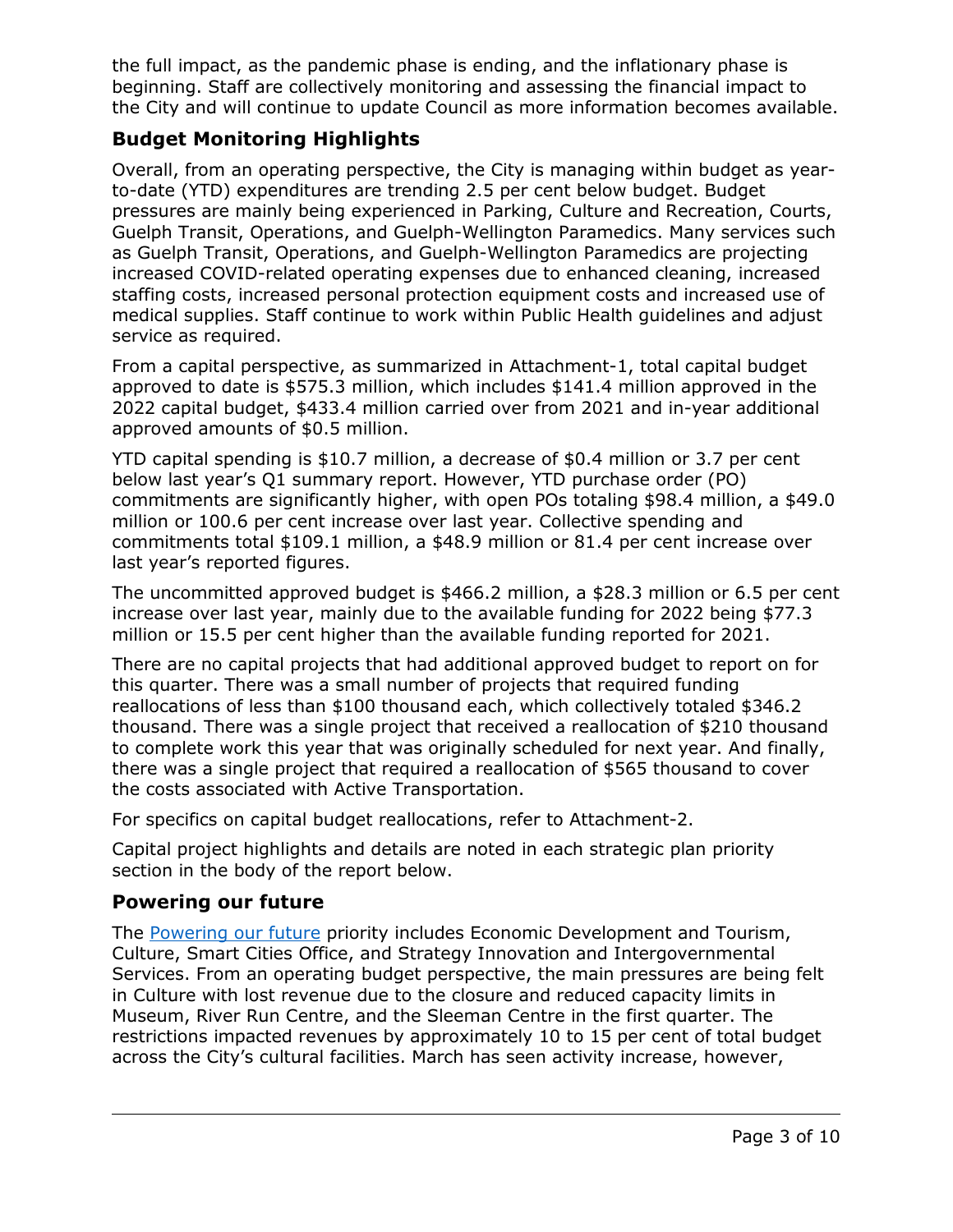the full impact, as the pandemic phase is ending, and the inflationary phase is beginning. Staff are collectively monitoring and assessing the financial impact to the City and will continue to update Council as more information becomes available.

## Budget Monitoring Highlights

Overall, from an operating perspective, the City is managing within budget as year-to-date (YTD) expenditures are trending 2.5 per cent below budget. Budget pressures are mainly being experienced in Parking, Culture and Recreation, Courts, Guelph Transit, Operations, and Guelph-Wellington Paramedics. Many services such as Guelph Transit, Operations, and Guelph-Wellington Paramedics are projecting increased COVID-related operating expenses due to enhanced cleaning, increased staffing costs, increased personal protection equipment costs and increased use of medical supplies. Staff continue to work within Public Health guidelines and adjust service as required.

From a capital perspective, as summarized in Attachment-1, total capital budget approved to date is $575.3 million, which includes $141.4 million approved in the 2022 capital budget, $433.4 million carried over from 2021 and in-year additional approved amounts of $0.5 million.

YTD capital spending is $10.7 million, a decrease of $0.4 million or 3.7 per cent below last year's Q1 summary report. However, YTD purchase order (PO) commitments are significantly higher, with open POs totaling $98.4 million, a $49.0 million or 100.6 per cent increase over last year. Collective spending and commitments total $109.1 million, a $48.9 million or 81.4 per cent increase over last year's reported figures.

The uncommitted approved budget is $466.2 million, a $28.3 million or 6.5 per cent increase over last year, mainly due to the available funding for 2022 being $77.3 million or 15.5 per cent higher than the available funding reported for 2021.

There are no capital projects that had additional approved budget to report on for this quarter. There was a small number of projects that required funding reallocations of less than $100 thousand each, which collectively totaled $346.2 thousand. There was a single project that received a reallocation of $210 thousand to complete work this year that was originally scheduled for next year. And finally, there was a single project that required a reallocation of $565 thousand to cover the costs associated with Active Transportation.

For specifics on capital budget reallocations, refer to Attachment-2.

Capital project highlights and details are noted in each strategic plan priority section in the body of the report below.

## Powering our future

The Powering our future priority includes Economic Development and Tourism, Culture, Smart Cities Office, and Strategy Innovation and Intergovernmental Services. From an operating budget perspective, the main pressures are being felt in Culture with lost revenue due to the closure and reduced capacity limits in Museum, River Run Centre, and the Sleeman Centre in the first quarter. The restrictions impacted revenues by approximately 10 to 15 per cent of total budget across the City's cultural facilities. March has seen activity increase, however,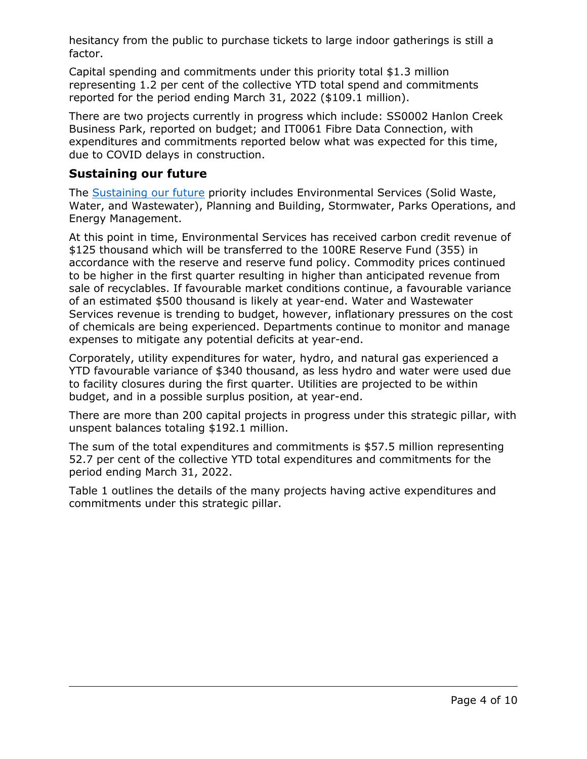hesitancy from the public to purchase tickets to large indoor gatherings is still a factor.

Capital spending and commitments under this priority total $1.3 million representing 1.2 per cent of the collective YTD total spend and commitments reported for the period ending March 31, 2022 ($109.1 million).

There are two projects currently in progress which include: SS0002 Hanlon Creek Business Park, reported on budget; and IT0061 Fibre Data Connection, with expenditures and commitments reported below what was expected for this time, due to COVID delays in construction.

## Sustaining our future

The Sustaining our future priority includes Environmental Services (Solid Waste, Water, and Wastewater), Planning and Building, Stormwater, Parks Operations, and Energy Management.

At this point in time, Environmental Services has received carbon credit revenue of $125 thousand which will be transferred to the 100RE Reserve Fund (355) in accordance with the reserve and reserve fund policy. Commodity prices continued to be higher in the first quarter resulting in higher than anticipated revenue from sale of recyclables. If favourable market conditions continue, a favourable variance of an estimated $500 thousand is likely at year-end. Water and Wastewater Services revenue is trending to budget, however, inflationary pressures on the cost of chemicals are being experienced. Departments continue to monitor and manage expenses to mitigate any potential deficits at year-end.

Corporately, utility expenditures for water, hydro, and natural gas experienced a YTD favourable variance of $340 thousand, as less hydro and water were used due to facility closures during the first quarter. Utilities are projected to be within budget, and in a possible surplus position, at year-end.

There are more than 200 capital projects in progress under this strategic pillar, with unspent balances totaling $192.1 million.

The sum of the total expenditures and commitments is $57.5 million representing 52.7 per cent of the collective YTD total expenditures and commitments for the period ending March 31, 2022.

Table 1 outlines the details of the many projects having active expenditures and commitments under this strategic pillar.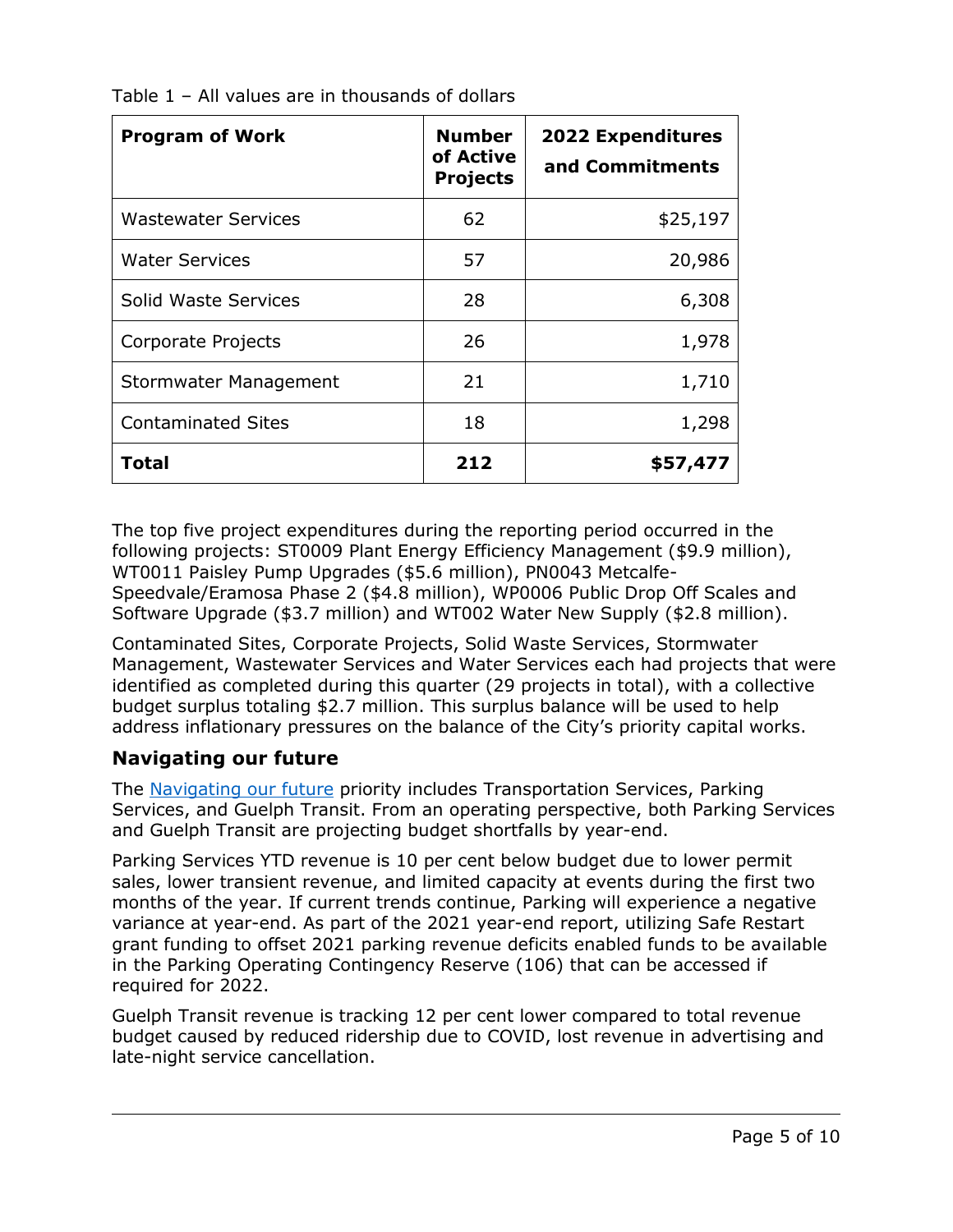Table 1 – All values are in thousands of dollars

| Program of Work | Number of Active Projects | 2022 Expenditures and Commitments |
|---|---|---|
| Wastewater Services | 62 | $25,197 |
| Water Services | 57 | 20,986 |
| Solid Waste Services | 28 | 6,308 |
| Corporate Projects | 26 | 1,978 |
| Stormwater Management | 21 | 1,710 |
| Contaminated Sites | 18 | 1,298 |
| **Total** | **212** | **$57,477** |

The top five project expenditures during the reporting period occurred in the following projects: ST0009 Plant Energy Efficiency Management ($9.9 million), WT0011 Paisley Pump Upgrades ($5.6 million), PN0043 Metcalfe-Speedvale/Eramosa Phase 2 ($4.8 million), WP0006 Public Drop Off Scales and Software Upgrade ($3.7 million) and WT002 Water New Supply ($2.8 million).

Contaminated Sites, Corporate Projects, Solid Waste Services, Stormwater Management, Wastewater Services and Water Services each had projects that were identified as completed during this quarter (29 projects in total), with a collective budget surplus totaling $2.7 million. This surplus balance will be used to help address inflationary pressures on the balance of the City's priority capital works.

## Navigating our future

The Navigating our future priority includes Transportation Services, Parking Services, and Guelph Transit. From an operating perspective, both Parking Services and Guelph Transit are projecting budget shortfalls by year-end.

Parking Services YTD revenue is 10 per cent below budget due to lower permit sales, lower transient revenue, and limited capacity at events during the first two months of the year. If current trends continue, Parking will experience a negative variance at year-end. As part of the 2021 year-end report, utilizing Safe Restart grant funding to offset 2021 parking revenue deficits enabled funds to be available in the Parking Operating Contingency Reserve (106) that can be accessed if required for 2022.

Guelph Transit revenue is tracking 12 per cent lower compared to total revenue budget caused by reduced ridership due to COVID, lost revenue in advertising and late-night service cancellation.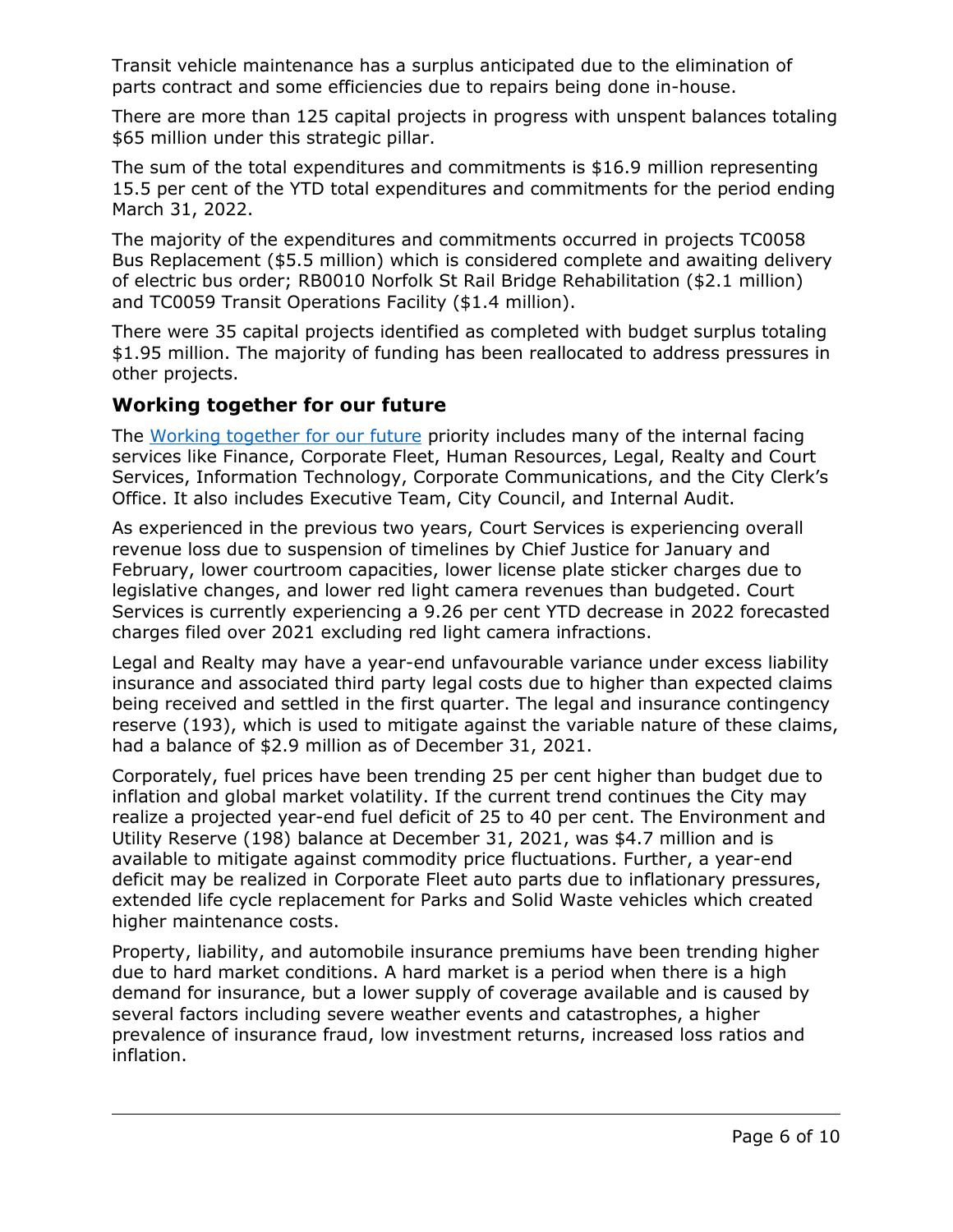Transit vehicle maintenance has a surplus anticipated due to the elimination of parts contract and some efficiencies due to repairs being done in-house.

There are more than 125 capital projects in progress with unspent balances totaling $65 million under this strategic pillar.

The sum of the total expenditures and commitments is $16.9 million representing 15.5 per cent of the YTD total expenditures and commitments for the period ending March 31, 2022.

The majority of the expenditures and commitments occurred in projects TC0058 Bus Replacement ($5.5 million) which is considered complete and awaiting delivery of electric bus order; RB0010 Norfolk St Rail Bridge Rehabilitation ($2.1 million) and TC0059 Transit Operations Facility ($1.4 million).

There were 35 capital projects identified as completed with budget surplus totaling $1.95 million. The majority of funding has been reallocated to address pressures in other projects.

## Working together for our future

The Working together for our future priority includes many of the internal facing services like Finance, Corporate Fleet, Human Resources, Legal, Realty and Court Services, Information Technology, Corporate Communications, and the City Clerk's Office. It also includes Executive Team, City Council, and Internal Audit.

As experienced in the previous two years, Court Services is experiencing overall revenue loss due to suspension of timelines by Chief Justice for January and February, lower courtroom capacities, lower license plate sticker charges due to legislative changes, and lower red light camera revenues than budgeted. Court Services is currently experiencing a 9.26 per cent YTD decrease in 2022 forecasted charges filed over 2021 excluding red light camera infractions.

Legal and Realty may have a year-end unfavourable variance under excess liability insurance and associated third party legal costs due to higher than expected claims being received and settled in the first quarter. The legal and insurance contingency reserve (193), which is used to mitigate against the variable nature of these claims, had a balance of $2.9 million as of December 31, 2021.

Corporately, fuel prices have been trending 25 per cent higher than budget due to inflation and global market volatility. If the current trend continues the City may realize a projected year-end fuel deficit of 25 to 40 per cent. The Environment and Utility Reserve (198) balance at December 31, 2021, was $4.7 million and is available to mitigate against commodity price fluctuations. Further, a year-end deficit may be realized in Corporate Fleet auto parts due to inflationary pressures, extended life cycle replacement for Parks and Solid Waste vehicles which created higher maintenance costs.

Property, liability, and automobile insurance premiums have been trending higher due to hard market conditions. A hard market is a period when there is a high demand for insurance, but a lower supply of coverage available and is caused by several factors including severe weather events and catastrophes, a higher prevalence of insurance fraud, low investment returns, increased loss ratios and inflation.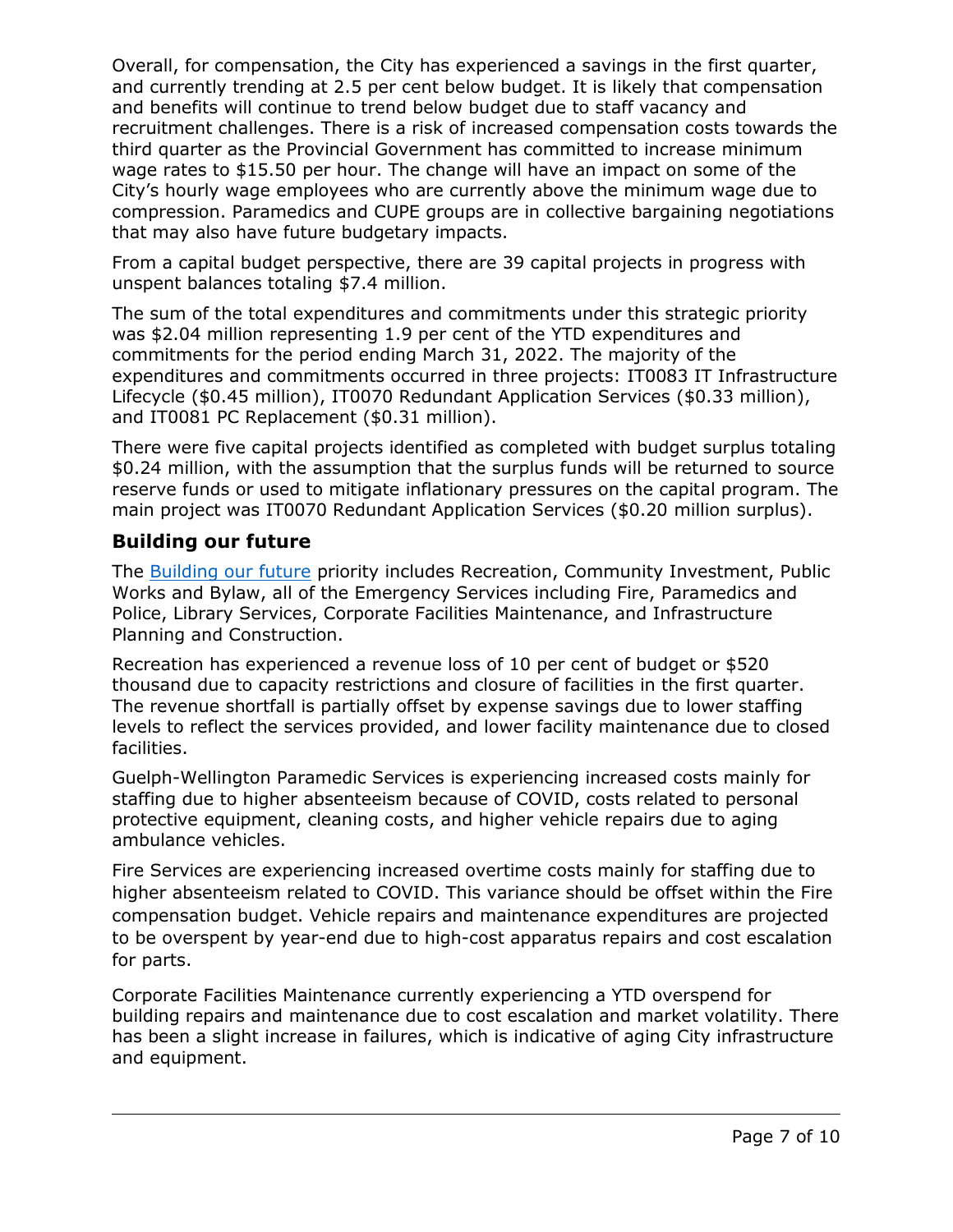Overall, for compensation, the City has experienced a savings in the first quarter, and currently trending at 2.5 per cent below budget. It is likely that compensation and benefits will continue to trend below budget due to staff vacancy and recruitment challenges. There is a risk of increased compensation costs towards the third quarter as the Provincial Government has committed to increase minimum wage rates to $15.50 per hour. The change will have an impact on some of the City's hourly wage employees who are currently above the minimum wage due to compression. Paramedics and CUPE groups are in collective bargaining negotiations that may also have future budgetary impacts.

From a capital budget perspective, there are 39 capital projects in progress with unspent balances totaling $7.4 million.

The sum of the total expenditures and commitments under this strategic priority was $2.04 million representing 1.9 per cent of the YTD expenditures and commitments for the period ending March 31, 2022. The majority of the expenditures and commitments occurred in three projects: IT0083 IT Infrastructure Lifecycle ($0.45 million), IT0070 Redundant Application Services ($0.33 million), and IT0081 PC Replacement ($0.31 million).

There were five capital projects identified as completed with budget surplus totaling $0.24 million, with the assumption that the surplus funds will be returned to source reserve funds or used to mitigate inflationary pressures on the capital program. The main project was IT0070 Redundant Application Services ($0.20 million surplus).

## Building our future

The Building our future priority includes Recreation, Community Investment, Public Works and Bylaw, all of the Emergency Services including Fire, Paramedics and Police, Library Services, Corporate Facilities Maintenance, and Infrastructure Planning and Construction.

Recreation has experienced a revenue loss of 10 per cent of budget or $520 thousand due to capacity restrictions and closure of facilities in the first quarter. The revenue shortfall is partially offset by expense savings due to lower staffing levels to reflect the services provided, and lower facility maintenance due to closed facilities.

Guelph-Wellington Paramedic Services is experiencing increased costs mainly for staffing due to higher absenteeism because of COVID, costs related to personal protective equipment, cleaning costs, and higher vehicle repairs due to aging ambulance vehicles.

Fire Services are experiencing increased overtime costs mainly for staffing due to higher absenteeism related to COVID. This variance should be offset within the Fire compensation budget. Vehicle repairs and maintenance expenditures are projected to be overspent by year-end due to high-cost apparatus repairs and cost escalation for parts.

Corporate Facilities Maintenance currently experiencing a YTD overspend for building repairs and maintenance due to cost escalation and market volatility. There has been a slight increase in failures, which is indicative of aging City infrastructure and equipment.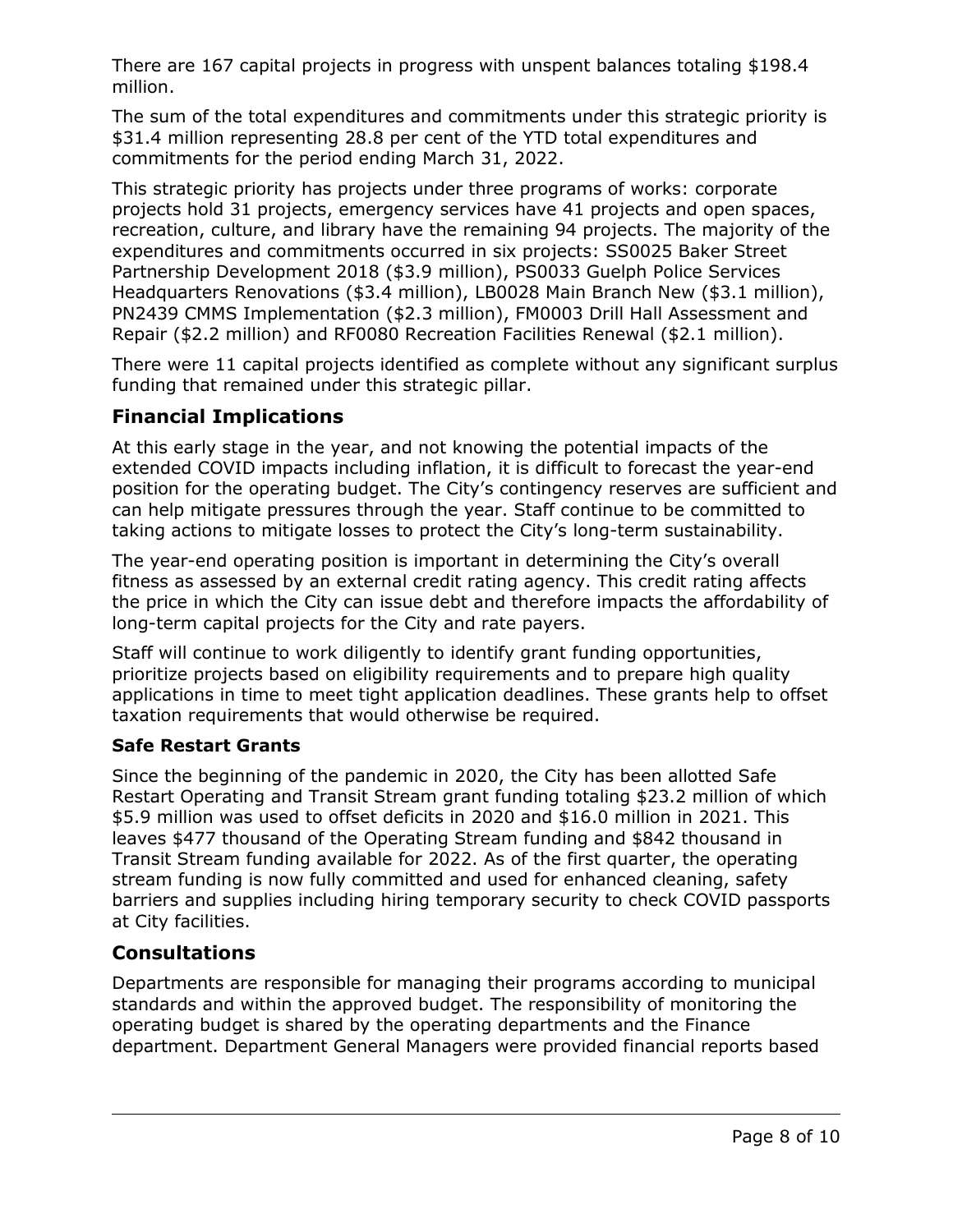There are 167 capital projects in progress with unspent balances totaling $198.4 million.

The sum of the total expenditures and commitments under this strategic priority is $31.4 million representing 28.8 per cent of the YTD total expenditures and commitments for the period ending March 31, 2022.

This strategic priority has projects under three programs of works: corporate projects hold 31 projects, emergency services have 41 projects and open spaces, recreation, culture, and library have the remaining 94 projects. The majority of the expenditures and commitments occurred in six projects: SS0025 Baker Street Partnership Development 2018 ($3.9 million), PS0033 Guelph Police Services Headquarters Renovations ($3.4 million), LB0028 Main Branch New ($3.1 million), PN2439 CMMS Implementation ($2.3 million), FM0003 Drill Hall Assessment and Repair ($2.2 million) and RF0080 Recreation Facilities Renewal ($2.1 million).

There were 11 capital projects identified as complete without any significant surplus funding that remained under this strategic pillar.

## Financial Implications

At this early stage in the year, and not knowing the potential impacts of the extended COVID impacts including inflation, it is difficult to forecast the year-end position for the operating budget. The City's contingency reserves are sufficient and can help mitigate pressures through the year. Staff continue to be committed to taking actions to mitigate losses to protect the City's long-term sustainability.

The year-end operating position is important in determining the City's overall fitness as assessed by an external credit rating agency. This credit rating affects the price in which the City can issue debt and therefore impacts the affordability of long-term capital projects for the City and rate payers.

Staff will continue to work diligently to identify grant funding opportunities, prioritize projects based on eligibility requirements and to prepare high quality applications in time to meet tight application deadlines. These grants help to offset taxation requirements that would otherwise be required.

### Safe Restart Grants

Since the beginning of the pandemic in 2020, the City has been allotted Safe Restart Operating and Transit Stream grant funding totaling $23.2 million of which $5.9 million was used to offset deficits in 2020 and $16.0 million in 2021. This leaves $477 thousand of the Operating Stream funding and $842 thousand in Transit Stream funding available for 2022. As of the first quarter, the operating stream funding is now fully committed and used for enhanced cleaning, safety barriers and supplies including hiring temporary security to check COVID passports at City facilities.

## Consultations

Departments are responsible for managing their programs according to municipal standards and within the approved budget. The responsibility of monitoring the operating budget is shared by the operating departments and the Finance department. Department General Managers were provided financial reports based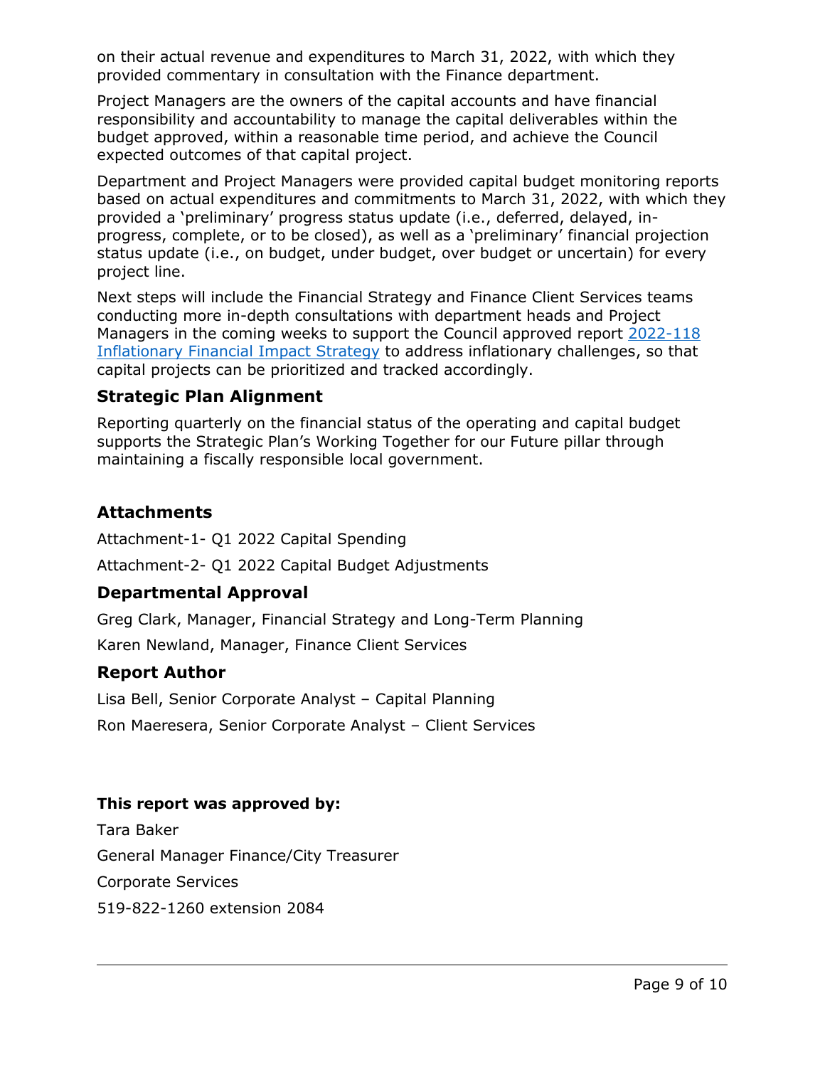on their actual revenue and expenditures to March 31, 2022, with which they provided commentary in consultation with the Finance department.

Project Managers are the owners of the capital accounts and have financial responsibility and accountability to manage the capital deliverables within the budget approved, within a reasonable time period, and achieve the Council expected outcomes of that capital project.

Department and Project Managers were provided capital budget monitoring reports based on actual expenditures and commitments to March 31, 2022, with which they provided a 'preliminary' progress status update (i.e., deferred, delayed, in-progress, complete, or to be closed), as well as a 'preliminary' financial projection status update (i.e., on budget, under budget, over budget or uncertain) for every project line.

Next steps will include the Financial Strategy and Finance Client Services teams conducting more in-depth consultations with department heads and Project Managers in the coming weeks to support the Council approved report 2022-118 Inflationary Financial Impact Strategy to address inflationary challenges, so that capital projects can be prioritized and tracked accordingly.

## Strategic Plan Alignment

Reporting quarterly on the financial status of the operating and capital budget supports the Strategic Plan's Working Together for our Future pillar through maintaining a fiscally responsible local government.

## Attachments

Attachment-1- Q1 2022 Capital Spending

Attachment-2- Q1 2022 Capital Budget Adjustments

## Departmental Approval

Greg Clark, Manager, Financial Strategy and Long-Term Planning

Karen Newland, Manager, Finance Client Services

## Report Author

Lisa Bell, Senior Corporate Analyst – Capital Planning

Ron Maeresera, Senior Corporate Analyst – Client Services

**This report was approved by:**

Tara Baker

General Manager Finance/City Treasurer

Corporate Services

519-822-1260 extension 2084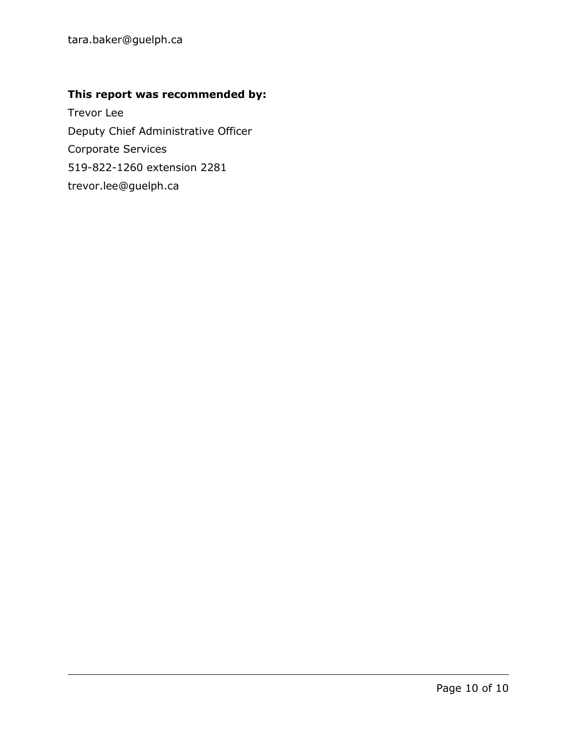tara.baker@guelph.ca

**This report was recommended by:**

Trevor Lee

Deputy Chief Administrative Officer

Corporate Services

519-822-1260 extension 2281

trevor.lee@guelph.ca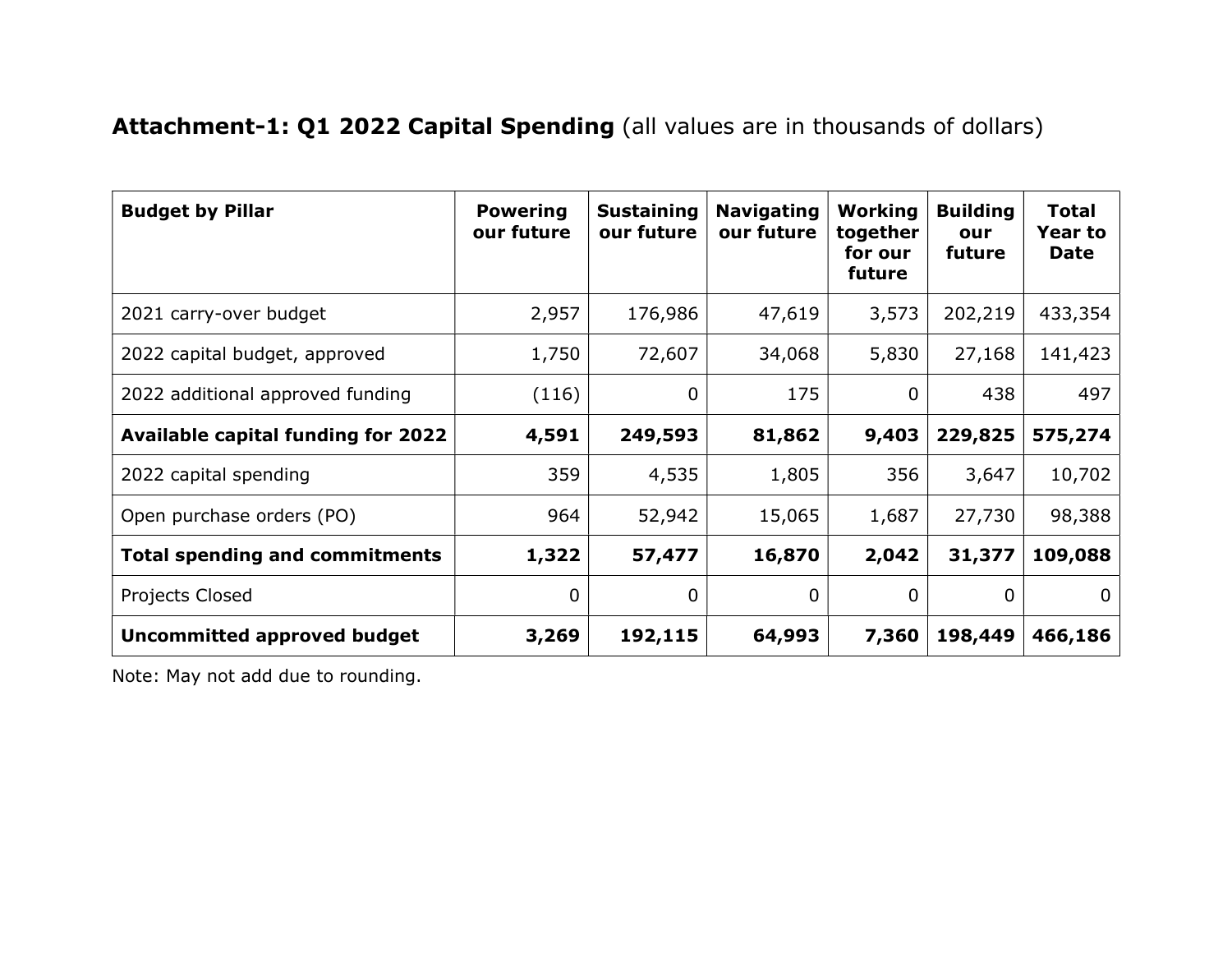**Attachment-1: Q1 2022 Capital Spending** (all values are in thousands of dollars)

| **Budget by Pillar** | **Powering our future** | **Sustaining our future** | **Navigating our future** | **Working together for our future** | **Building our future** | **Total Year to Date** |
|---|---:|---:|---:|---:|---:|---:|
| 2021 carry-over budget | 2,957 | 176,986 | 47,619 | 3,573 | 202,219 | 433,354 |
| 2022 capital budget, approved | 1,750 | 72,607 | 34,068 | 5,830 | 27,168 | 141,423 |
| 2022 additional approved funding | (116) | 0 | 175 | 0 | 438 | 497 |
| **Available capital funding for 2022** | **4,591** | **249,593** | **81,862** | **9,403** | **229,825** | **575,274** |
| 2022 capital spending | 359 | 4,535 | 1,805 | 356 | 3,647 | 10,702 |
| Open purchase orders (PO) | 964 | 52,942 | 15,065 | 1,687 | 27,730 | 98,388 |
| **Total spending and commitments** | **1,322** | **57,477** | **16,870** | **2,042** | **31,377** | **109,088** |
| Projects Closed | 0 | 0 | 0 | 0 | 0 | 0 |
| **Uncommitted approved budget** | **3,269** | **192,115** | **64,993** | **7,360** | **198,449** | **466,186** |

Note: May not add due to rounding.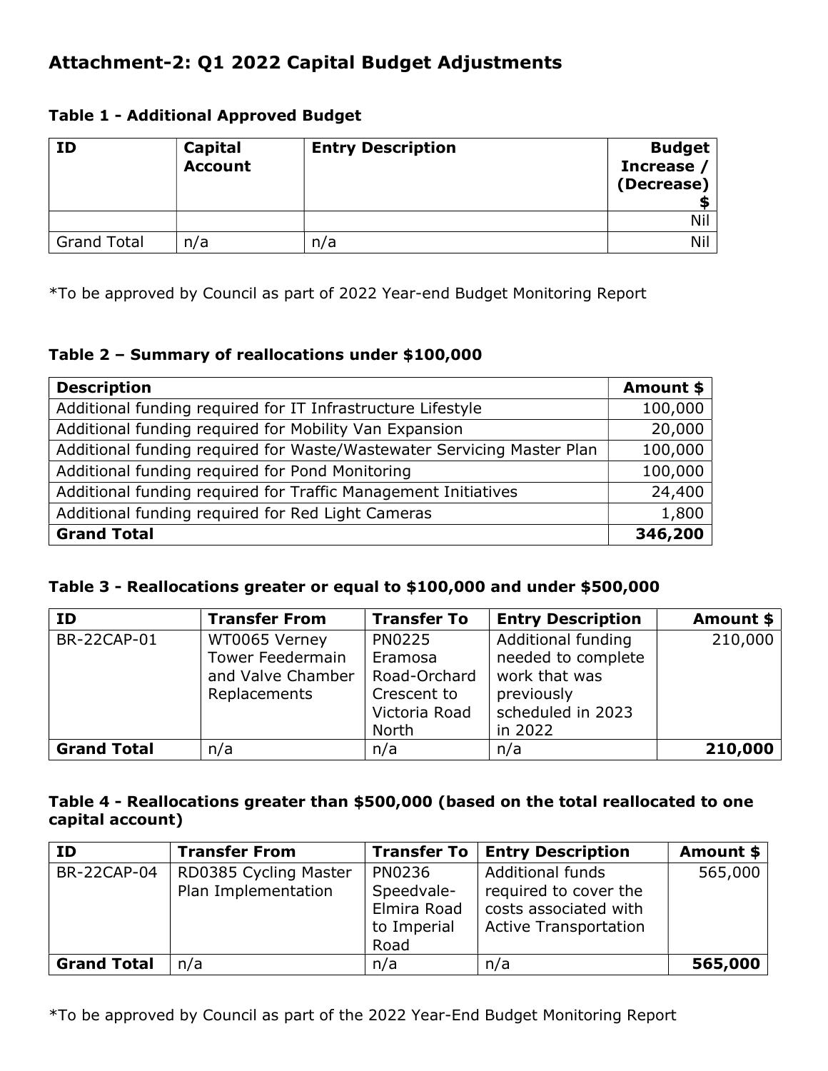# Attachment-2: Q1 2022 Capital Budget Adjustments

### Table 1 - Additional Approved Budget

| ID | Capital Account | Entry Description | Budget Increase / (Decrease) $ |
|---|---|---|---|
| | | | Nil |
| Grand Total | n/a | n/a | Nil |

*To be approved by Council as part of 2022 Year-end Budget Monitoring Report

### Table 2 – Summary of reallocations under $100,000

| Description | Amount $ |
|---|---|
| Additional funding required for IT Infrastructure Lifestyle | 100,000 |
| Additional funding required for Mobility Van Expansion | 20,000 |
| Additional funding required for Waste/Wastewater Servicing Master Plan | 100,000 |
| Additional funding required for Pond Monitoring | 100,000 |
| Additional funding required for Traffic Management Initiatives | 24,400 |
| Additional funding required for Red Light Cameras | 1,800 |
| **Grand Total** | **346,200** |

### Table 3 - Reallocations greater or equal to $100,000 and under $500,000

| ID | Transfer From | Transfer To | Entry Description | Amount $ |
|---|---|---|---|---|
| BR-22CAP-01 | WT0065 Verney Tower Feedermain and Valve Chamber Replacements | PN0225 Eramosa Road-Orchard Crescent to Victoria Road North | Additional funding needed to complete work that was previously scheduled in 2023 in 2022 | 210,000 |
| **Grand Total** | n/a | n/a | n/a | **210,000** |

### Table 4 - Reallocations greater than $500,000 (based on the total reallocated to one capital account)

| ID | Transfer From | Transfer To | Entry Description | Amount $ |
|---|---|---|---|---|
| BR-22CAP-04 | RD0385 Cycling Master Plan Implementation | PN0236 Speedvale-Elmira Road to Imperial Road | Additional funds required to cover the costs associated with Active Transportation | 565,000 |
| **Grand Total** | n/a | n/a | n/a | **565,000** |

*To be approved by Council as part of the 2022 Year-End Budget Monitoring Report